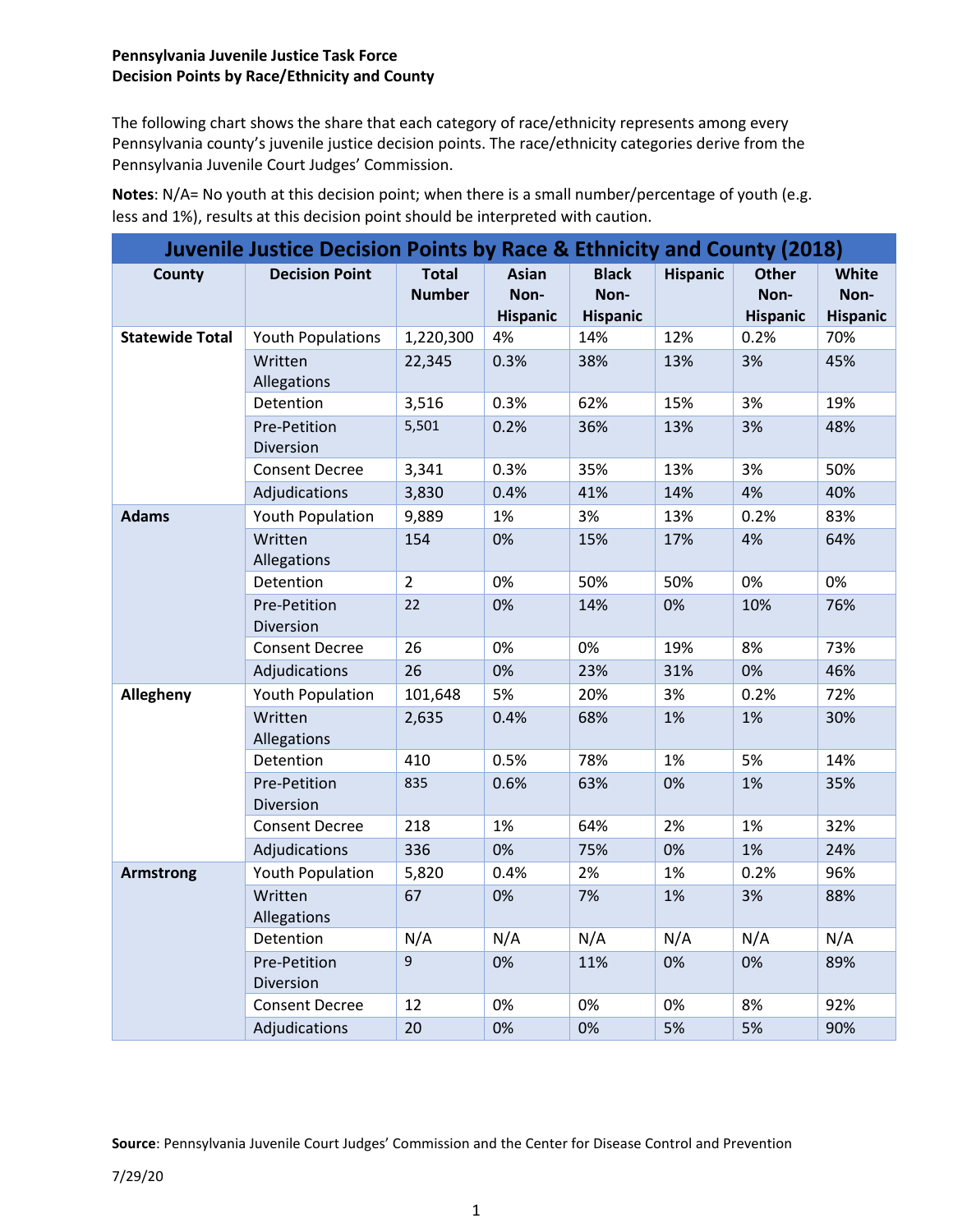**Pennsylvania Juvenile Justice Task Force**
**Decision Points by Race/Ethnicity and County**

The following chart shows the share that each category of race/ethnicity represents among every Pennsylvania county's juvenile justice decision points. The race/ethnicity categories derive from the Pennsylvania Juvenile Court Judges' Commission.

**Notes**: N/A= No youth at this decision point; when there is a small number/percentage of youth (e.g. less and 1%), results at this decision point should be interpreted with caution.

| Juvenile Justice Decision Points by Race & Ethnicity and County (2018) | | | | | | | |
|---|---|---|---|---|---|---|---|
| **County** | **Decision Point** | **Total Number** | **Asian Non-Hispanic** | **Black Non-Hispanic** | **Hispanic** | **Other Non-Hispanic** | **White Non-Hispanic** |
| **Statewide Total** | Youth Populations | 1,220,300 | 4% | 14% | 12% | 0.2% | 70% |
| | Written Allegations | 22,345 | 0.3% | 38% | 13% | 3% | 45% |
| | Detention | 3,516 | 0.3% | 62% | 15% | 3% | 19% |
| | Pre-Petition Diversion | 5,501 | 0.2% | 36% | 13% | 3% | 48% |
| | Consent Decree | 3,341 | 0.3% | 35% | 13% | 3% | 50% |
| | Adjudications | 3,830 | 0.4% | 41% | 14% | 4% | 40% |
| **Adams** | Youth Population | 9,889 | 1% | 3% | 13% | 0.2% | 83% |
| | Written Allegations | 154 | 0% | 15% | 17% | 4% | 64% |
| | Detention | 2 | 0% | 50% | 50% | 0% | 0% |
| | Pre-Petition Diversion | 22 | 0% | 14% | 0% | 10% | 76% |
| | Consent Decree | 26 | 0% | 0% | 19% | 8% | 73% |
| | Adjudications | 26 | 0% | 23% | 31% | 0% | 46% |
| **Allegheny** | Youth Population | 101,648 | 5% | 20% | 3% | 0.2% | 72% |
| | Written Allegations | 2,635 | 0.4% | 68% | 1% | 1% | 30% |
| | Detention | 410 | 0.5% | 78% | 1% | 5% | 14% |
| | Pre-Petition Diversion | 835 | 0.6% | 63% | 0% | 1% | 35% |
| | Consent Decree | 218 | 1% | 64% | 2% | 1% | 32% |
| | Adjudications | 336 | 0% | 75% | 0% | 1% | 24% |
| **Armstrong** | Youth Population | 5,820 | 0.4% | 2% | 1% | 0.2% | 96% |
| | Written Allegations | 67 | 0% | 7% | 1% | 3% | 88% |
| | Detention | N/A | N/A | N/A | N/A | N/A | N/A |
| | Pre-Petition Diversion | 9 | 0% | 11% | 0% | 0% | 89% |
| | Consent Decree | 12 | 0% | 0% | 0% | 8% | 92% |
| | Adjudications | 20 | 0% | 0% | 5% | 5% | 90% |

**Source**: Pennsylvania Juvenile Court Judges' Commission and the Center for Disease Control and Prevention

7/29/20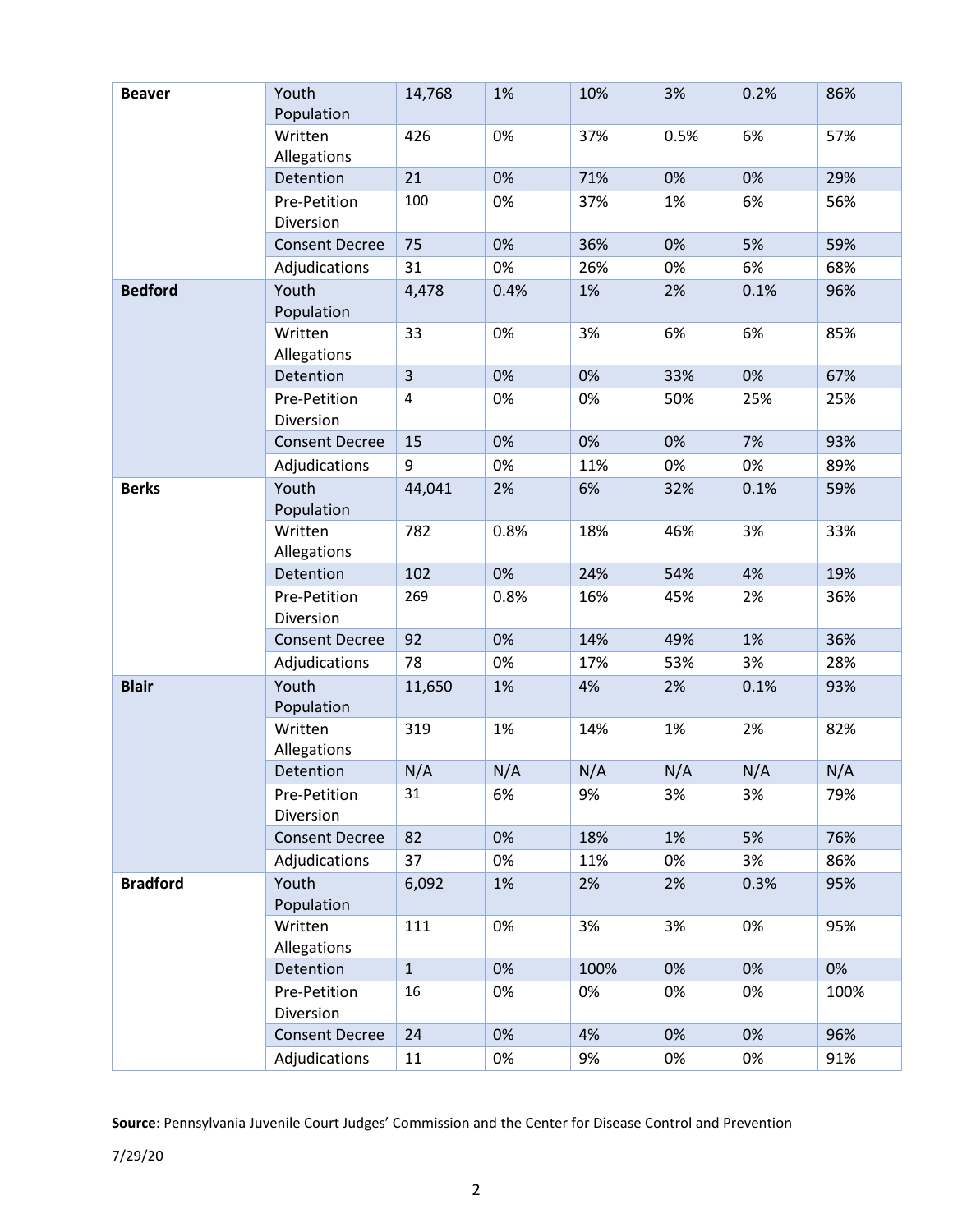| | | | | | | | |
|---|---|---|---|---|---|---|---|
| **Beaver** | Youth Population | 14,768 | 1% | 10% | 3% | 0.2% | 86% |
| | Written Allegations | 426 | 0% | 37% | 0.5% | 6% | 57% |
| | Detention | 21 | 0% | 71% | 0% | 0% | 29% |
| | Pre-Petition Diversion | 100 | 0% | 37% | 1% | 6% | 56% |
| | Consent Decree | 75 | 0% | 36% | 0% | 5% | 59% |
| | Adjudications | 31 | 0% | 26% | 0% | 6% | 68% |
| **Bedford** | Youth Population | 4,478 | 0.4% | 1% | 2% | 0.1% | 96% |
| | Written Allegations | 33 | 0% | 3% | 6% | 6% | 85% |
| | Detention | 3 | 0% | 0% | 33% | 0% | 67% |
| | Pre-Petition Diversion | 4 | 0% | 0% | 50% | 25% | 25% |
| | Consent Decree | 15 | 0% | 0% | 0% | 7% | 93% |
| | Adjudications | 9 | 0% | 11% | 0% | 0% | 89% |
| **Berks** | Youth Population | 44,041 | 2% | 6% | 32% | 0.1% | 59% |
| | Written Allegations | 782 | 0.8% | 18% | 46% | 3% | 33% |
| | Detention | 102 | 0% | 24% | 54% | 4% | 19% |
| | Pre-Petition Diversion | 269 | 0.8% | 16% | 45% | 2% | 36% |
| | Consent Decree | 92 | 0% | 14% | 49% | 1% | 36% |
| | Adjudications | 78 | 0% | 17% | 53% | 3% | 28% |
| **Blair** | Youth Population | 11,650 | 1% | 4% | 2% | 0.1% | 93% |
| | Written Allegations | 319 | 1% | 14% | 1% | 2% | 82% |
| | Detention | N/A | N/A | N/A | N/A | N/A | N/A |
| | Pre-Petition Diversion | 31 | 6% | 9% | 3% | 3% | 79% |
| | Consent Decree | 82 | 0% | 18% | 1% | 5% | 76% |
| | Adjudications | 37 | 0% | 11% | 0% | 3% | 86% |
| **Bradford** | Youth Population | 6,092 | 1% | 2% | 2% | 0.3% | 95% |
| | Written Allegations | 111 | 0% | 3% | 3% | 0% | 95% |
| | Detention | 1 | 0% | 100% | 0% | 0% | 0% |
| | Pre-Petition Diversion | 16 | 0% | 0% | 0% | 0% | 100% |
| | Consent Decree | 24 | 0% | 4% | 0% | 0% | 96% |
| | Adjudications | 11 | 0% | 9% | 0% | 0% | 91% |

**Source**: Pennsylvania Juvenile Court Judges' Commission and the Center for Disease Control and Prevention

7/29/20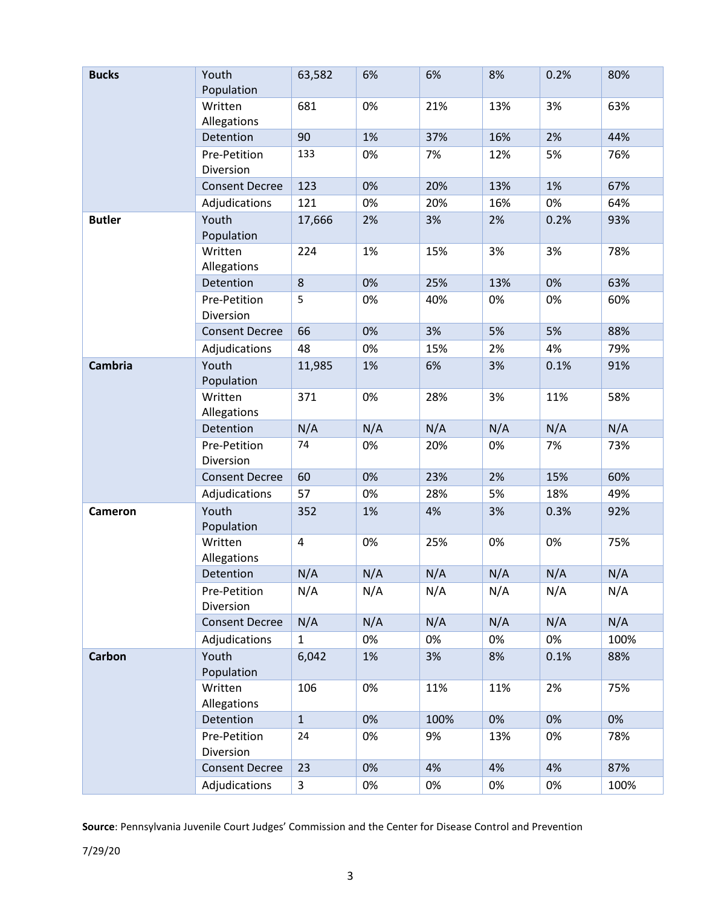| | | | | | | | |
|---|---|---|---|---|---|---|---|
| **Bucks** | Youth Population | 63,582 | 6% | 6% | 8% | 0.2% | 80% |
| | Written Allegations | 681 | 0% | 21% | 13% | 3% | 63% |
| | Detention | 90 | 1% | 37% | 16% | 2% | 44% |
| | Pre-Petition Diversion | 133 | 0% | 7% | 12% | 5% | 76% |
| | Consent Decree | 123 | 0% | 20% | 13% | 1% | 67% |
| | Adjudications | 121 | 0% | 20% | 16% | 0% | 64% |
| **Butler** | Youth Population | 17,666 | 2% | 3% | 2% | 0.2% | 93% |
| | Written Allegations | 224 | 1% | 15% | 3% | 3% | 78% |
| | Detention | 8 | 0% | 25% | 13% | 0% | 63% |
| | Pre-Petition Diversion | 5 | 0% | 40% | 0% | 0% | 60% |
| | Consent Decree | 66 | 0% | 3% | 5% | 5% | 88% |
| | Adjudications | 48 | 0% | 15% | 2% | 4% | 79% |
| **Cambria** | Youth Population | 11,985 | 1% | 6% | 3% | 0.1% | 91% |
| | Written Allegations | 371 | 0% | 28% | 3% | 11% | 58% |
| | Detention | N/A | N/A | N/A | N/A | N/A | N/A |
| | Pre-Petition Diversion | 74 | 0% | 20% | 0% | 7% | 73% |
| | Consent Decree | 60 | 0% | 23% | 2% | 15% | 60% |
| | Adjudications | 57 | 0% | 28% | 5% | 18% | 49% |
| **Cameron** | Youth Population | 352 | 1% | 4% | 3% | 0.3% | 92% |
| | Written Allegations | 4 | 0% | 25% | 0% | 0% | 75% |
| | Detention | N/A | N/A | N/A | N/A | N/A | N/A |
| | Pre-Petition Diversion | N/A | N/A | N/A | N/A | N/A | N/A |
| | Consent Decree | N/A | N/A | N/A | N/A | N/A | N/A |
| | Adjudications | 1 | 0% | 0% | 0% | 0% | 100% |
| **Carbon** | Youth Population | 6,042 | 1% | 3% | 8% | 0.1% | 88% |
| | Written Allegations | 106 | 0% | 11% | 11% | 2% | 75% |
| | Detention | 1 | 0% | 100% | 0% | 0% | 0% |
| | Pre-Petition Diversion | 24 | 0% | 9% | 13% | 0% | 78% |
| | Consent Decree | 23 | 0% | 4% | 4% | 4% | 87% |
| | Adjudications | 3 | 0% | 0% | 0% | 0% | 100% |

**Source**: Pennsylvania Juvenile Court Judges' Commission and the Center for Disease Control and Prevention

7/29/20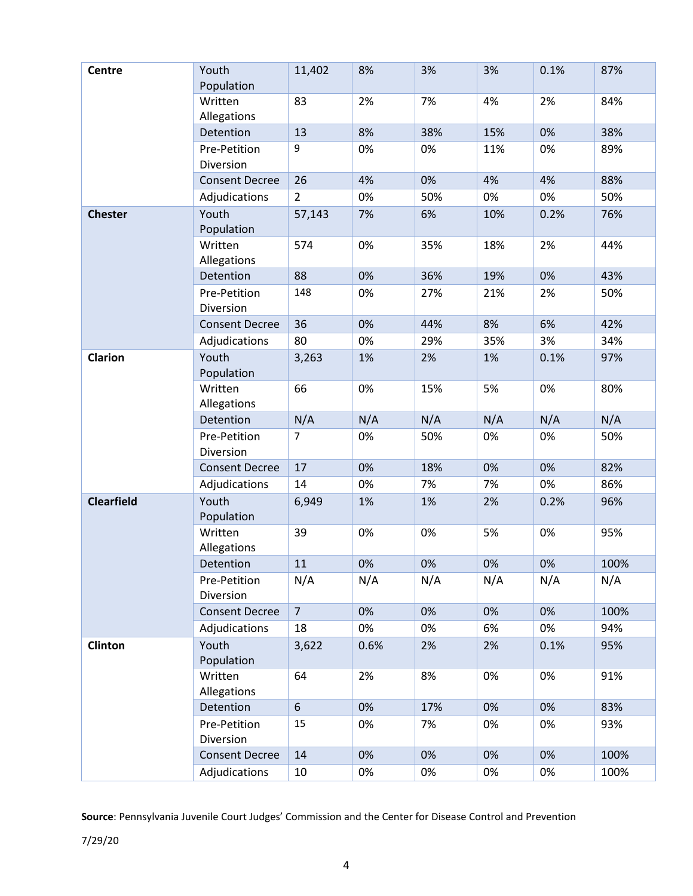| | | | | | | | |
|---|---|---|---|---|---|---|---|
| **Centre** | Youth Population | 11,402 | 8% | 3% | 3% | 0.1% | 87% |
| | Written Allegations | 83 | 2% | 7% | 4% | 2% | 84% |
| | Detention | 13 | 8% | 38% | 15% | 0% | 38% |
| | Pre-Petition Diversion | 9 | 0% | 0% | 11% | 0% | 89% |
| | Consent Decree | 26 | 4% | 0% | 4% | 4% | 88% |
| | Adjudications | 2 | 0% | 50% | 0% | 0% | 50% |
| **Chester** | Youth Population | 57,143 | 7% | 6% | 10% | 0.2% | 76% |
| | Written Allegations | 574 | 0% | 35% | 18% | 2% | 44% |
| | Detention | 88 | 0% | 36% | 19% | 0% | 43% |
| | Pre-Petition Diversion | 148 | 0% | 27% | 21% | 2% | 50% |
| | Consent Decree | 36 | 0% | 44% | 8% | 6% | 42% |
| | Adjudications | 80 | 0% | 29% | 35% | 3% | 34% |
| **Clarion** | Youth Population | 3,263 | 1% | 2% | 1% | 0.1% | 97% |
| | Written Allegations | 66 | 0% | 15% | 5% | 0% | 80% |
| | Detention | N/A | N/A | N/A | N/A | N/A | N/A |
| | Pre-Petition Diversion | 7 | 0% | 50% | 0% | 0% | 50% |
| | Consent Decree | 17 | 0% | 18% | 0% | 0% | 82% |
| | Adjudications | 14 | 0% | 7% | 7% | 0% | 86% |
| **Clearfield** | Youth Population | 6,949 | 1% | 1% | 2% | 0.2% | 96% |
| | Written Allegations | 39 | 0% | 0% | 5% | 0% | 95% |
| | Detention | 11 | 0% | 0% | 0% | 0% | 100% |
| | Pre-Petition Diversion | N/A | N/A | N/A | N/A | N/A | N/A |
| | Consent Decree | 7 | 0% | 0% | 0% | 0% | 100% |
| | Adjudications | 18 | 0% | 0% | 6% | 0% | 94% |
| **Clinton** | Youth Population | 3,622 | 0.6% | 2% | 2% | 0.1% | 95% |
| | Written Allegations | 64 | 2% | 8% | 0% | 0% | 91% |
| | Detention | 6 | 0% | 17% | 0% | 0% | 83% |
| | Pre-Petition Diversion | 15 | 0% | 7% | 0% | 0% | 93% |
| | Consent Decree | 14 | 0% | 0% | 0% | 0% | 100% |
| | Adjudications | 10 | 0% | 0% | 0% | 0% | 100% |

**Source**: Pennsylvania Juvenile Court Judges' Commission and the Center for Disease Control and Prevention

7/29/20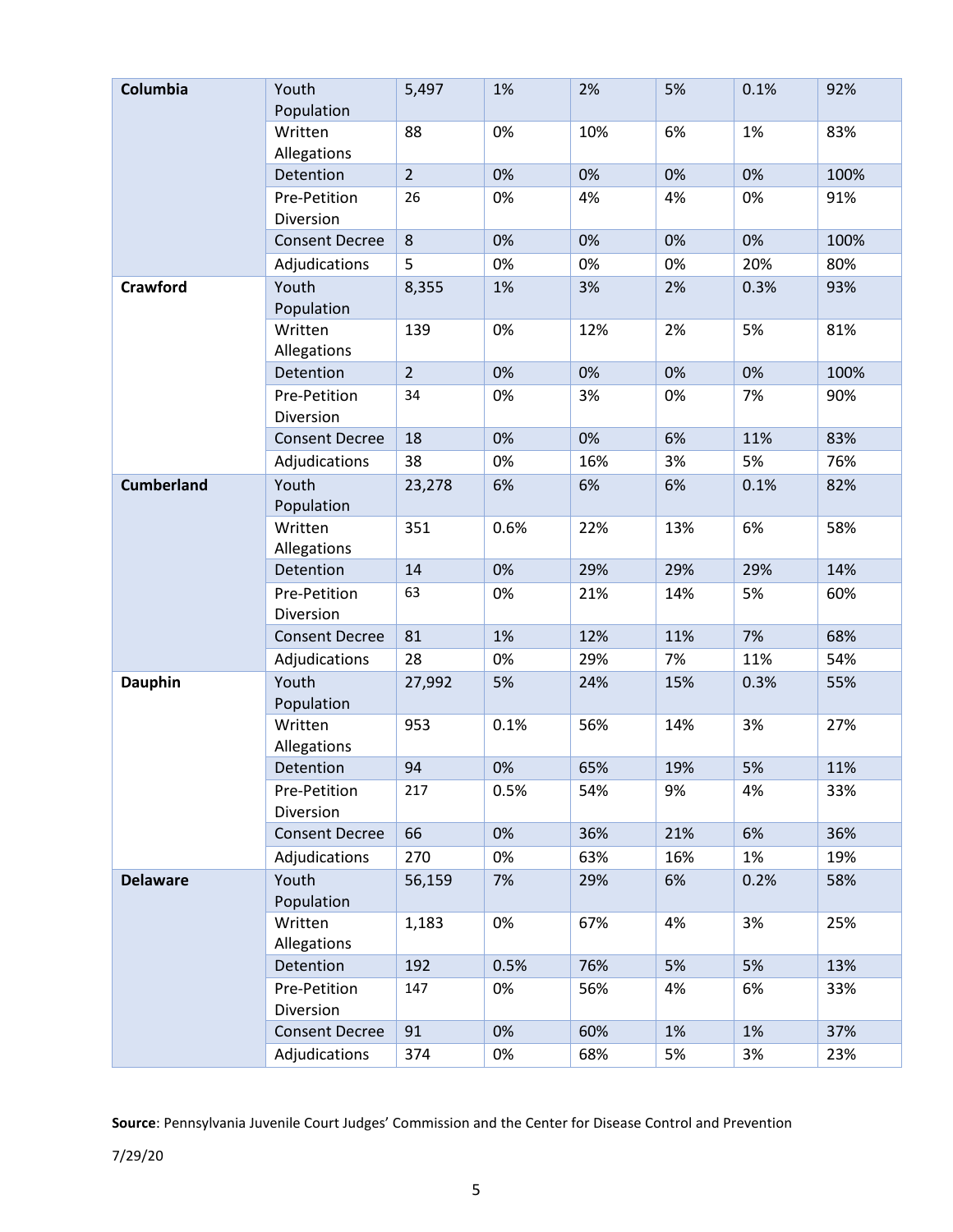| | | | | | | | |
|---|---|---|---|---|---|---|---|
| **Columbia** | Youth Population | 5,497 | 1% | 2% | 5% | 0.1% | 92% |
| | Written Allegations | 88 | 0% | 10% | 6% | 1% | 83% |
| | Detention | 2 | 0% | 0% | 0% | 0% | 100% |
| | Pre-Petition Diversion | 26 | 0% | 4% | 4% | 0% | 91% |
| | Consent Decree | 8 | 0% | 0% | 0% | 0% | 100% |
| | Adjudications | 5 | 0% | 0% | 0% | 20% | 80% |
| **Crawford** | Youth Population | 8,355 | 1% | 3% | 2% | 0.3% | 93% |
| | Written Allegations | 139 | 0% | 12% | 2% | 5% | 81% |
| | Detention | 2 | 0% | 0% | 0% | 0% | 100% |
| | Pre-Petition Diversion | 34 | 0% | 3% | 0% | 7% | 90% |
| | Consent Decree | 18 | 0% | 0% | 6% | 11% | 83% |
| | Adjudications | 38 | 0% | 16% | 3% | 5% | 76% |
| **Cumberland** | Youth Population | 23,278 | 6% | 6% | 6% | 0.1% | 82% |
| | Written Allegations | 351 | 0.6% | 22% | 13% | 6% | 58% |
| | Detention | 14 | 0% | 29% | 29% | 29% | 14% |
| | Pre-Petition Diversion | 63 | 0% | 21% | 14% | 5% | 60% |
| | Consent Decree | 81 | 1% | 12% | 11% | 7% | 68% |
| | Adjudications | 28 | 0% | 29% | 7% | 11% | 54% |
| **Dauphin** | Youth Population | 27,992 | 5% | 24% | 15% | 0.3% | 55% |
| | Written Allegations | 953 | 0.1% | 56% | 14% | 3% | 27% |
| | Detention | 94 | 0% | 65% | 19% | 5% | 11% |
| | Pre-Petition Diversion | 217 | 0.5% | 54% | 9% | 4% | 33% |
| | Consent Decree | 66 | 0% | 36% | 21% | 6% | 36% |
| | Adjudications | 270 | 0% | 63% | 16% | 1% | 19% |
| **Delaware** | Youth Population | 56,159 | 7% | 29% | 6% | 0.2% | 58% |
| | Written Allegations | 1,183 | 0% | 67% | 4% | 3% | 25% |
| | Detention | 192 | 0.5% | 76% | 5% | 5% | 13% |
| | Pre-Petition Diversion | 147 | 0% | 56% | 4% | 6% | 33% |
| | Consent Decree | 91 | 0% | 60% | 1% | 1% | 37% |
| | Adjudications | 374 | 0% | 68% | 5% | 3% | 23% |

**Source**: Pennsylvania Juvenile Court Judges' Commission and the Center for Disease Control and Prevention

7/29/20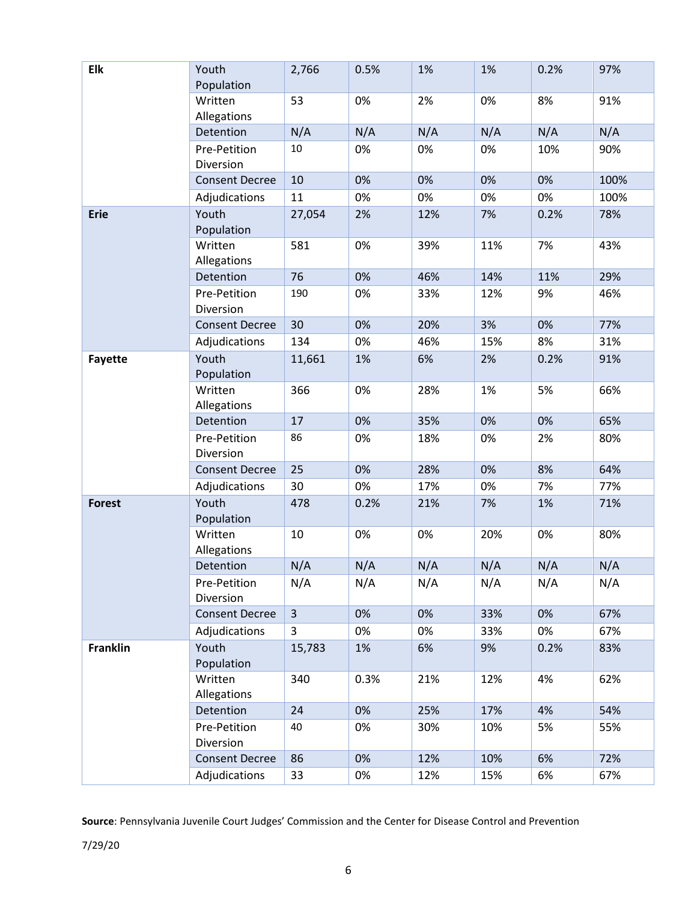| | | | | | | | |
|---|---|---|---|---|---|---|---|
| **Elk** | Youth Population | 2,766 | 0.5% | 1% | 1% | 0.2% | 97% |
| | Written Allegations | 53 | 0% | 2% | 0% | 8% | 91% |
| | Detention | N/A | N/A | N/A | N/A | N/A | N/A |
| | Pre-Petition Diversion | 10 | 0% | 0% | 0% | 10% | 90% |
| | Consent Decree | 10 | 0% | 0% | 0% | 0% | 100% |
| | Adjudications | 11 | 0% | 0% | 0% | 0% | 100% |
| **Erie** | Youth Population | 27,054 | 2% | 12% | 7% | 0.2% | 78% |
| | Written Allegations | 581 | 0% | 39% | 11% | 7% | 43% |
| | Detention | 76 | 0% | 46% | 14% | 11% | 29% |
| | Pre-Petition Diversion | 190 | 0% | 33% | 12% | 9% | 46% |
| | Consent Decree | 30 | 0% | 20% | 3% | 0% | 77% |
| | Adjudications | 134 | 0% | 46% | 15% | 8% | 31% |
| **Fayette** | Youth Population | 11,661 | 1% | 6% | 2% | 0.2% | 91% |
| | Written Allegations | 366 | 0% | 28% | 1% | 5% | 66% |
| | Detention | 17 | 0% | 35% | 0% | 0% | 65% |
| | Pre-Petition Diversion | 86 | 0% | 18% | 0% | 2% | 80% |
| | Consent Decree | 25 | 0% | 28% | 0% | 8% | 64% |
| | Adjudications | 30 | 0% | 17% | 0% | 7% | 77% |
| **Forest** | Youth Population | 478 | 0.2% | 21% | 7% | 1% | 71% |
| | Written Allegations | 10 | 0% | 0% | 20% | 0% | 80% |
| | Detention | N/A | N/A | N/A | N/A | N/A | N/A |
| | Pre-Petition Diversion | N/A | N/A | N/A | N/A | N/A | N/A |
| | Consent Decree | 3 | 0% | 0% | 33% | 0% | 67% |
| | Adjudications | 3 | 0% | 0% | 33% | 0% | 67% |
| **Franklin** | Youth Population | 15,783 | 1% | 6% | 9% | 0.2% | 83% |
| | Written Allegations | 340 | 0.3% | 21% | 12% | 4% | 62% |
| | Detention | 24 | 0% | 25% | 17% | 4% | 54% |
| | Pre-Petition Diversion | 40 | 0% | 30% | 10% | 5% | 55% |
| | Consent Decree | 86 | 0% | 12% | 10% | 6% | 72% |
| | Adjudications | 33 | 0% | 12% | 15% | 6% | 67% |

**Source**: Pennsylvania Juvenile Court Judges' Commission and the Center for Disease Control and Prevention

7/29/20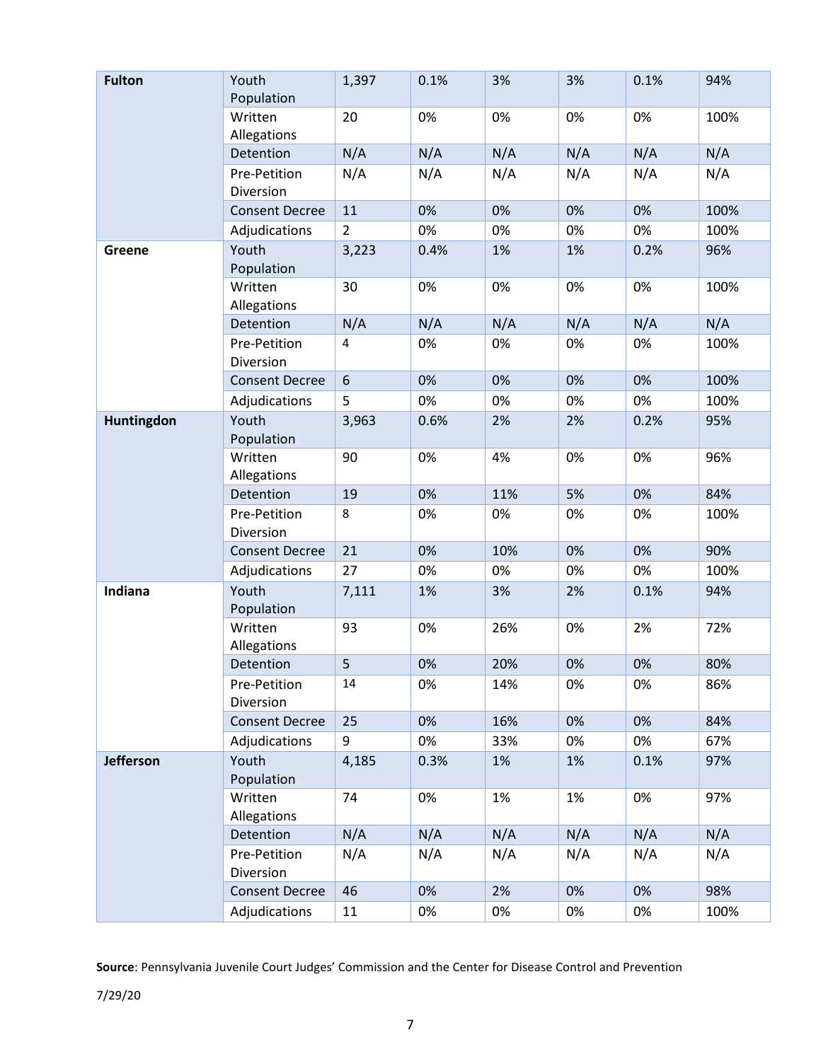| | | | | | | | |
|---|---|---|---|---|---|---|---|
| **Fulton** | Youth Population | 1,397 | 0.1% | 3% | 3% | 0.1% | 94% |
| | Written Allegations | 20 | 0% | 0% | 0% | 0% | 100% |
| | Detention | N/A | N/A | N/A | N/A | N/A | N/A |
| | Pre-Petition Diversion | N/A | N/A | N/A | N/A | N/A | N/A |
| | Consent Decree | 11 | 0% | 0% | 0% | 0% | 100% |
| | Adjudications | 2 | 0% | 0% | 0% | 0% | 100% |
| **Greene** | Youth Population | 3,223 | 0.4% | 1% | 1% | 0.2% | 96% |
| | Written Allegations | 30 | 0% | 0% | 0% | 0% | 100% |
| | Detention | N/A | N/A | N/A | N/A | N/A | N/A |
| | Pre-Petition Diversion | 4 | 0% | 0% | 0% | 0% | 100% |
| | Consent Decree | 6 | 0% | 0% | 0% | 0% | 100% |
| | Adjudications | 5 | 0% | 0% | 0% | 0% | 100% |
| **Huntingdon** | Youth Population | 3,963 | 0.6% | 2% | 2% | 0.2% | 95% |
| | Written Allegations | 90 | 0% | 4% | 0% | 0% | 96% |
| | Detention | 19 | 0% | 11% | 5% | 0% | 84% |
| | Pre-Petition Diversion | 8 | 0% | 0% | 0% | 0% | 100% |
| | Consent Decree | 21 | 0% | 10% | 0% | 0% | 90% |
| | Adjudications | 27 | 0% | 0% | 0% | 0% | 100% |
| **Indiana** | Youth Population | 7,111 | 1% | 3% | 2% | 0.1% | 94% |
| | Written Allegations | 93 | 0% | 26% | 0% | 2% | 72% |
| | Detention | 5 | 0% | 20% | 0% | 0% | 80% |
| | Pre-Petition Diversion | 14 | 0% | 14% | 0% | 0% | 86% |
| | Consent Decree | 25 | 0% | 16% | 0% | 0% | 84% |
| | Adjudications | 9 | 0% | 33% | 0% | 0% | 67% |
| **Jefferson** | Youth Population | 4,185 | 0.3% | 1% | 1% | 0.1% | 97% |
| | Written Allegations | 74 | 0% | 1% | 1% | 0% | 97% |
| | Detention | N/A | N/A | N/A | N/A | N/A | N/A |
| | Pre-Petition Diversion | N/A | N/A | N/A | N/A | N/A | N/A |
| | Consent Decree | 46 | 0% | 2% | 0% | 0% | 98% |
| | Adjudications | 11 | 0% | 0% | 0% | 0% | 100% |

**Source**: Pennsylvania Juvenile Court Judges' Commission and the Center for Disease Control and Prevention

7/29/20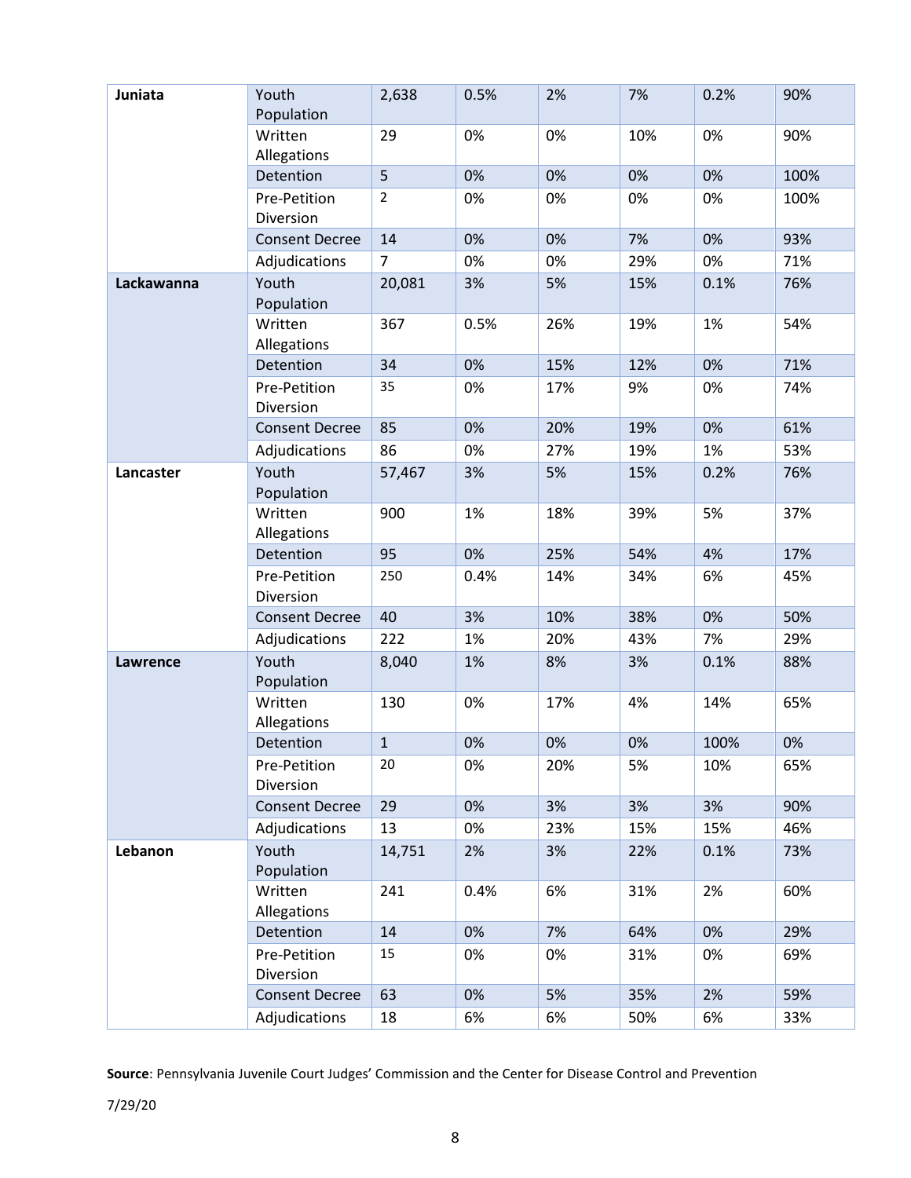| | | | | | | | |
|---|---|---|---|---|---|---|---|
| **Juniata** | Youth Population | 2,638 | 0.5% | 2% | 7% | 0.2% | 90% |
| | Written Allegations | 29 | 0% | 0% | 10% | 0% | 90% |
| | Detention | 5 | 0% | 0% | 0% | 0% | 100% |
| | Pre-Petition Diversion | 2 | 0% | 0% | 0% | 0% | 100% |
| | Consent Decree | 14 | 0% | 0% | 7% | 0% | 93% |
| | Adjudications | 7 | 0% | 0% | 29% | 0% | 71% |
| **Lackawanna** | Youth Population | 20,081 | 3% | 5% | 15% | 0.1% | 76% |
| | Written Allegations | 367 | 0.5% | 26% | 19% | 1% | 54% |
| | Detention | 34 | 0% | 15% | 12% | 0% | 71% |
| | Pre-Petition Diversion | 35 | 0% | 17% | 9% | 0% | 74% |
| | Consent Decree | 85 | 0% | 20% | 19% | 0% | 61% |
| | Adjudications | 86 | 0% | 27% | 19% | 1% | 53% |
| **Lancaster** | Youth Population | 57,467 | 3% | 5% | 15% | 0.2% | 76% |
| | Written Allegations | 900 | 1% | 18% | 39% | 5% | 37% |
| | Detention | 95 | 0% | 25% | 54% | 4% | 17% |
| | Pre-Petition Diversion | 250 | 0.4% | 14% | 34% | 6% | 45% |
| | Consent Decree | 40 | 3% | 10% | 38% | 0% | 50% |
| | Adjudications | 222 | 1% | 20% | 43% | 7% | 29% |
| **Lawrence** | Youth Population | 8,040 | 1% | 8% | 3% | 0.1% | 88% |
| | Written Allegations | 130 | 0% | 17% | 4% | 14% | 65% |
| | Detention | 1 | 0% | 0% | 0% | 100% | 0% |
| | Pre-Petition Diversion | 20 | 0% | 20% | 5% | 10% | 65% |
| | Consent Decree | 29 | 0% | 3% | 3% | 3% | 90% |
| | Adjudications | 13 | 0% | 23% | 15% | 15% | 46% |
| **Lebanon** | Youth Population | 14,751 | 2% | 3% | 22% | 0.1% | 73% |
| | Written Allegations | 241 | 0.4% | 6% | 31% | 2% | 60% |
| | Detention | 14 | 0% | 7% | 64% | 0% | 29% |
| | Pre-Petition Diversion | 15 | 0% | 0% | 31% | 0% | 69% |
| | Consent Decree | 63 | 0% | 5% | 35% | 2% | 59% |
| | Adjudications | 18 | 6% | 6% | 50% | 6% | 33% |

**Source**: Pennsylvania Juvenile Court Judges' Commission and the Center for Disease Control and Prevention

7/29/20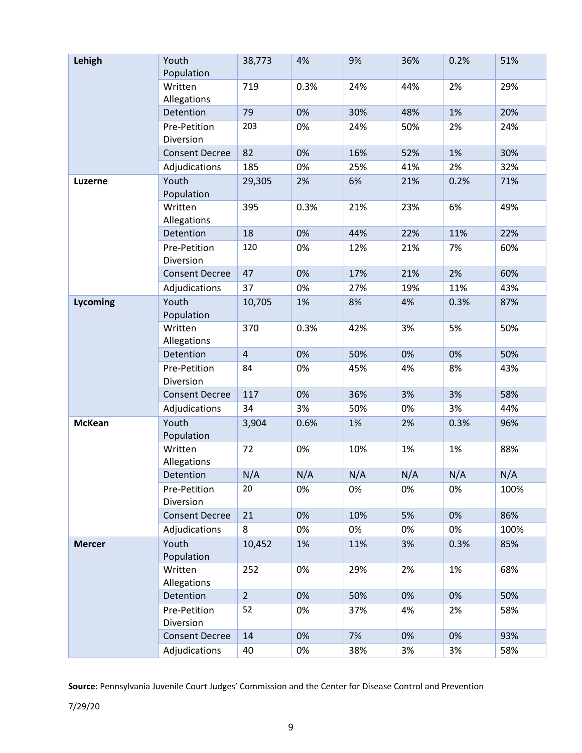| Lehigh | Youth Population | 38,773 | 4% | 9% | 36% | 0.2% | 51% |
|---|---|---|---|---|---|---|---|
| | Written Allegations | 719 | 0.3% | 24% | 44% | 2% | 29% |
| | Detention | 79 | 0% | 30% | 48% | 1% | 20% |
| | Pre-Petition Diversion | 203 | 0% | 24% | 50% | 2% | 24% |
| | Consent Decree | 82 | 0% | 16% | 52% | 1% | 30% |
| | Adjudications | 185 | 0% | 25% | 41% | 2% | 32% |
| **Luzerne** | Youth Population | 29,305 | 2% | 6% | 21% | 0.2% | 71% |
| | Written Allegations | 395 | 0.3% | 21% | 23% | 6% | 49% |
| | Detention | 18 | 0% | 44% | 22% | 11% | 22% |
| | Pre-Petition Diversion | 120 | 0% | 12% | 21% | 7% | 60% |
| | Consent Decree | 47 | 0% | 17% | 21% | 2% | 60% |
| | Adjudications | 37 | 0% | 27% | 19% | 11% | 43% |
| **Lycoming** | Youth Population | 10,705 | 1% | 8% | 4% | 0.3% | 87% |
| | Written Allegations | 370 | 0.3% | 42% | 3% | 5% | 50% |
| | Detention | 4 | 0% | 50% | 0% | 0% | 50% |
| | Pre-Petition Diversion | 84 | 0% | 45% | 4% | 8% | 43% |
| | Consent Decree | 117 | 0% | 36% | 3% | 3% | 58% |
| | Adjudications | 34 | 3% | 50% | 0% | 3% | 44% |
| **McKean** | Youth Population | 3,904 | 0.6% | 1% | 2% | 0.3% | 96% |
| | Written Allegations | 72 | 0% | 10% | 1% | 1% | 88% |
| | Detention | N/A | N/A | N/A | N/A | N/A | N/A |
| | Pre-Petition Diversion | 20 | 0% | 0% | 0% | 0% | 100% |
| | Consent Decree | 21 | 0% | 10% | 5% | 0% | 86% |
| | Adjudications | 8 | 0% | 0% | 0% | 0% | 100% |
| **Mercer** | Youth Population | 10,452 | 1% | 11% | 3% | 0.3% | 85% |
| | Written Allegations | 252 | 0% | 29% | 2% | 1% | 68% |
| | Detention | 2 | 0% | 50% | 0% | 0% | 50% |
| | Pre-Petition Diversion | 52 | 0% | 37% | 4% | 2% | 58% |
| | Consent Decree | 14 | 0% | 7% | 0% | 0% | 93% |
| | Adjudications | 40 | 0% | 38% | 3% | 3% | 58% |

**Source**: Pennsylvania Juvenile Court Judges' Commission and the Center for Disease Control and Prevention

7/29/20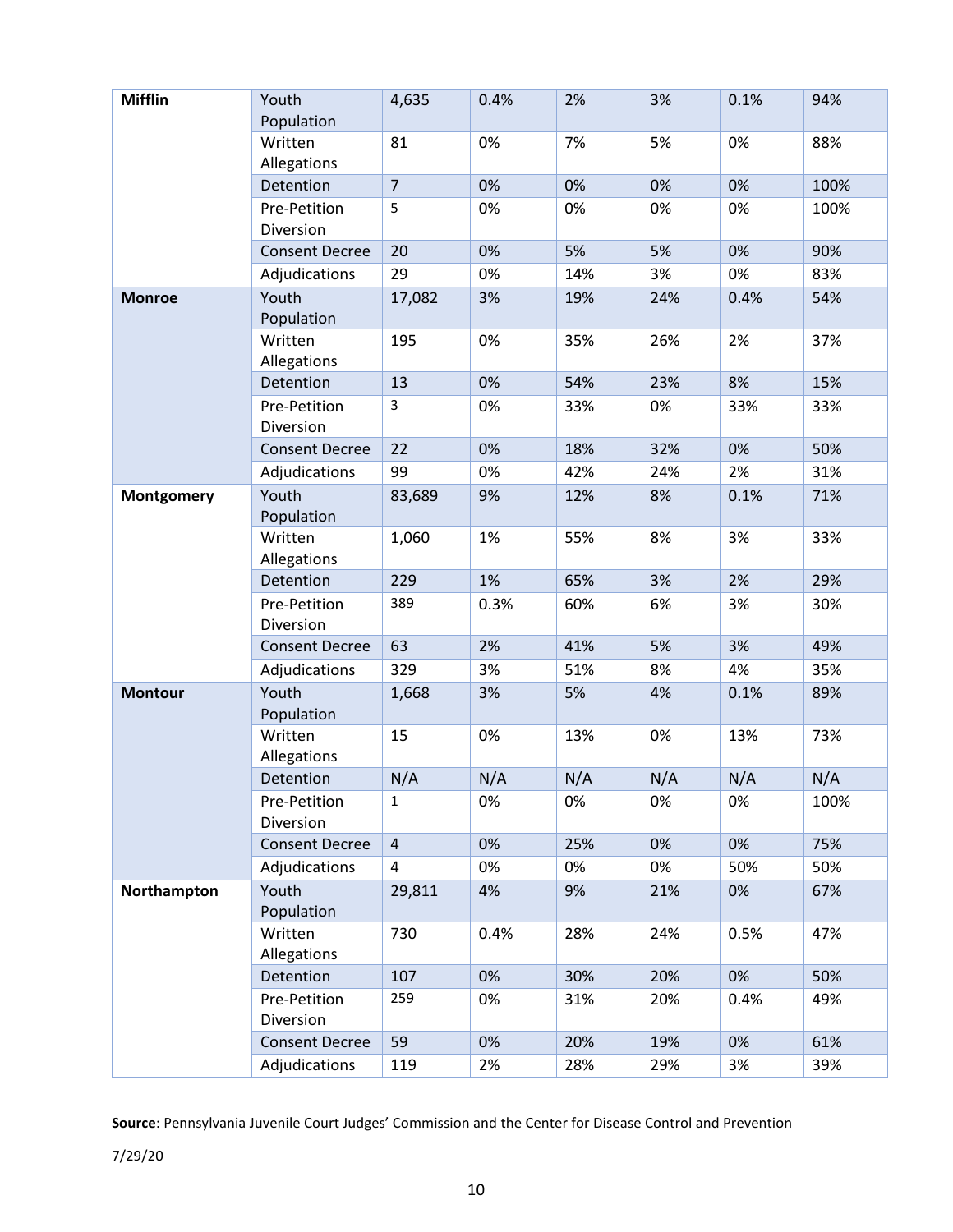| Mifflin | Youth Population | 4,635 | 0.4% | 2% | 3% | 0.1% | 94% |
|---|---|---|---|---|---|---|---|
| | Written Allegations | 81 | 0% | 7% | 5% | 0% | 88% |
| | Detention | 7 | 0% | 0% | 0% | 0% | 100% |
| | Pre-Petition Diversion | 5 | 0% | 0% | 0% | 0% | 100% |
| | Consent Decree | 20 | 0% | 5% | 5% | 0% | 90% |
| | Adjudications | 29 | 0% | 14% | 3% | 0% | 83% |
| **Monroe** | Youth Population | 17,082 | 3% | 19% | 24% | 0.4% | 54% |
| | Written Allegations | 195 | 0% | 35% | 26% | 2% | 37% |
| | Detention | 13 | 0% | 54% | 23% | 8% | 15% |
| | Pre-Petition Diversion | 3 | 0% | 33% | 0% | 33% | 33% |
| | Consent Decree | 22 | 0% | 18% | 32% | 0% | 50% |
| | Adjudications | 99 | 0% | 42% | 24% | 2% | 31% |
| **Montgomery** | Youth Population | 83,689 | 9% | 12% | 8% | 0.1% | 71% |
| | Written Allegations | 1,060 | 1% | 55% | 8% | 3% | 33% |
| | Detention | 229 | 1% | 65% | 3% | 2% | 29% |
| | Pre-Petition Diversion | 389 | 0.3% | 60% | 6% | 3% | 30% |
| | Consent Decree | 63 | 2% | 41% | 5% | 3% | 49% |
| | Adjudications | 329 | 3% | 51% | 8% | 4% | 35% |
| **Montour** | Youth Population | 1,668 | 3% | 5% | 4% | 0.1% | 89% |
| | Written Allegations | 15 | 0% | 13% | 0% | 13% | 73% |
| | Detention | N/A | N/A | N/A | N/A | N/A | N/A |
| | Pre-Petition Diversion | 1 | 0% | 0% | 0% | 0% | 100% |
| | Consent Decree | 4 | 0% | 25% | 0% | 0% | 75% |
| | Adjudications | 4 | 0% | 0% | 0% | 50% | 50% |
| **Northampton** | Youth Population | 29,811 | 4% | 9% | 21% | 0% | 67% |
| | Written Allegations | 730 | 0.4% | 28% | 24% | 0.5% | 47% |
| | Detention | 107 | 0% | 30% | 20% | 0% | 50% |
| | Pre-Petition Diversion | 259 | 0% | 31% | 20% | 0.4% | 49% |
| | Consent Decree | 59 | 0% | 20% | 19% | 0% | 61% |
| | Adjudications | 119 | 2% | 28% | 29% | 3% | 39% |

**Source**: Pennsylvania Juvenile Court Judges' Commission and the Center for Disease Control and Prevention

7/29/20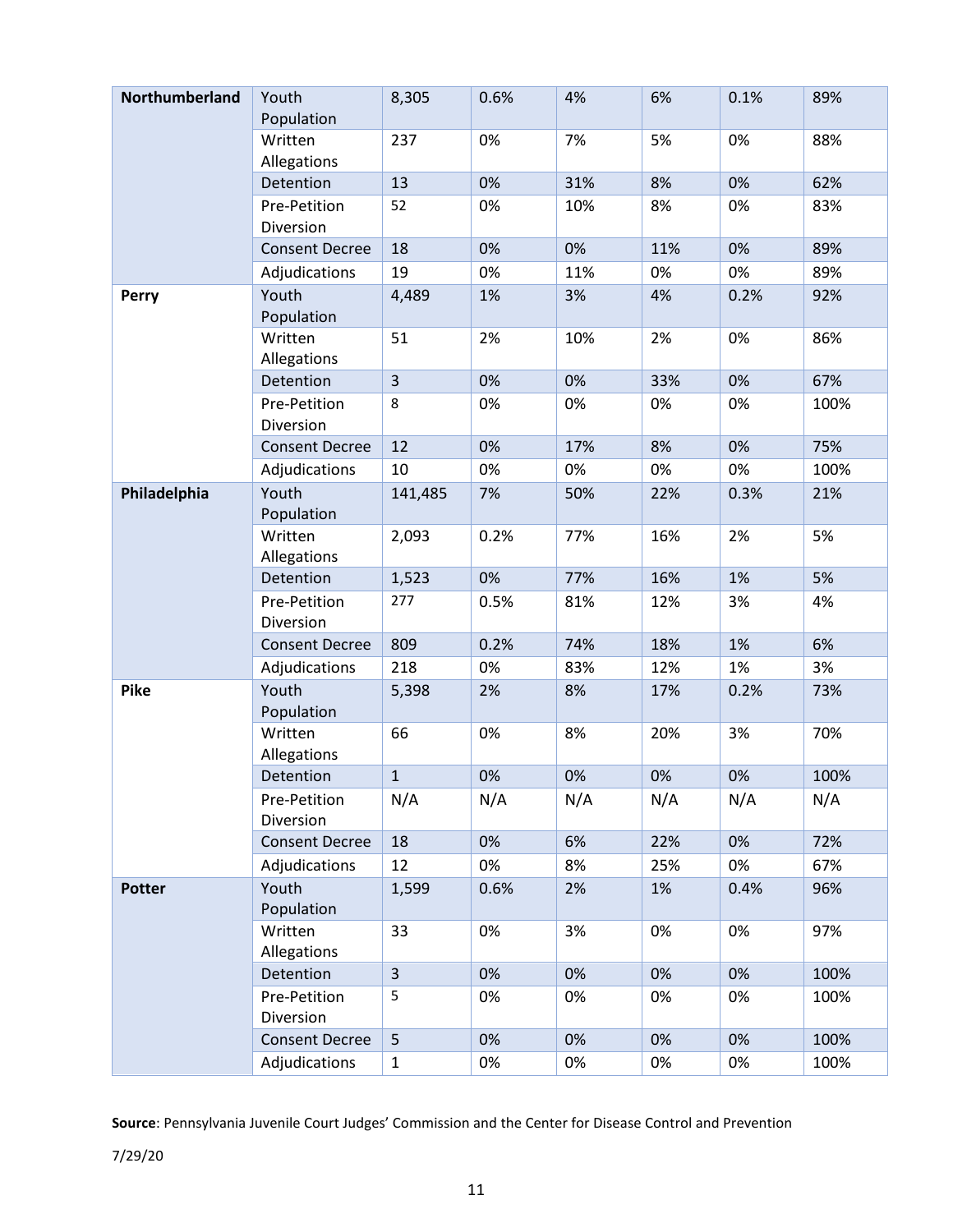| Northumberland | Youth Population | 8,305 | 0.6% | 4% | 6% | 0.1% | 89% |
|---|---|---|---|---|---|---|---|
| | Written Allegations | 237 | 0% | 7% | 5% | 0% | 88% |
| | Detention | 13 | 0% | 31% | 8% | 0% | 62% |
| | Pre-Petition Diversion | 52 | 0% | 10% | 8% | 0% | 83% |
| | Consent Decree | 18 | 0% | 0% | 11% | 0% | 89% |
| | Adjudications | 19 | 0% | 11% | 0% | 0% | 89% |
| **Perry** | Youth Population | 4,489 | 1% | 3% | 4% | 0.2% | 92% |
| | Written Allegations | 51 | 2% | 10% | 2% | 0% | 86% |
| | Detention | 3 | 0% | 0% | 33% | 0% | 67% |
| | Pre-Petition Diversion | 8 | 0% | 0% | 0% | 0% | 100% |
| | Consent Decree | 12 | 0% | 17% | 8% | 0% | 75% |
| | Adjudications | 10 | 0% | 0% | 0% | 0% | 100% |
| **Philadelphia** | Youth Population | 141,485 | 7% | 50% | 22% | 0.3% | 21% |
| | Written Allegations | 2,093 | 0.2% | 77% | 16% | 2% | 5% |
| | Detention | 1,523 | 0% | 77% | 16% | 1% | 5% |
| | Pre-Petition Diversion | 277 | 0.5% | 81% | 12% | 3% | 4% |
| | Consent Decree | 809 | 0.2% | 74% | 18% | 1% | 6% |
| | Adjudications | 218 | 0% | 83% | 12% | 1% | 3% |
| **Pike** | Youth Population | 5,398 | 2% | 8% | 17% | 0.2% | 73% |
| | Written Allegations | 66 | 0% | 8% | 20% | 3% | 70% |
| | Detention | 1 | 0% | 0% | 0% | 0% | 100% |
| | Pre-Petition Diversion | N/A | N/A | N/A | N/A | N/A | N/A |
| | Consent Decree | 18 | 0% | 6% | 22% | 0% | 72% |
| | Adjudications | 12 | 0% | 8% | 25% | 0% | 67% |
| **Potter** | Youth Population | 1,599 | 0.6% | 2% | 1% | 0.4% | 96% |
| | Written Allegations | 33 | 0% | 3% | 0% | 0% | 97% |
| | Detention | 3 | 0% | 0% | 0% | 0% | 100% |
| | Pre-Petition Diversion | 5 | 0% | 0% | 0% | 0% | 100% |
| | Consent Decree | 5 | 0% | 0% | 0% | 0% | 100% |
| | Adjudications | 1 | 0% | 0% | 0% | 0% | 100% |

**Source**: Pennsylvania Juvenile Court Judges' Commission and the Center for Disease Control and Prevention

7/29/20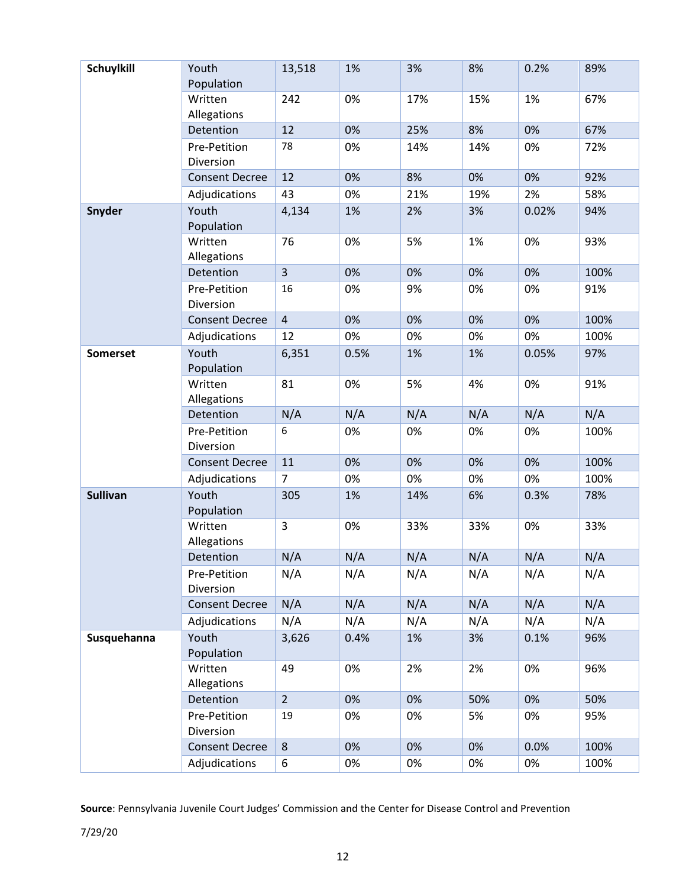| | | | | | | | |
|---|---|---|---|---|---|---|---|
| **Schuylkill** | Youth Population | 13,518 | 1% | 3% | 8% | 0.2% | 89% |
| | Written Allegations | 242 | 0% | 17% | 15% | 1% | 67% |
| | Detention | 12 | 0% | 25% | 8% | 0% | 67% |
| | Pre-Petition Diversion | 78 | 0% | 14% | 14% | 0% | 72% |
| | Consent Decree | 12 | 0% | 8% | 0% | 0% | 92% |
| | Adjudications | 43 | 0% | 21% | 19% | 2% | 58% |
| **Snyder** | Youth Population | 4,134 | 1% | 2% | 3% | 0.02% | 94% |
| | Written Allegations | 76 | 0% | 5% | 1% | 0% | 93% |
| | Detention | 3 | 0% | 0% | 0% | 0% | 100% |
| | Pre-Petition Diversion | 16 | 0% | 9% | 0% | 0% | 91% |
| | Consent Decree | 4 | 0% | 0% | 0% | 0% | 100% |
| | Adjudications | 12 | 0% | 0% | 0% | 0% | 100% |
| **Somerset** | Youth Population | 6,351 | 0.5% | 1% | 1% | 0.05% | 97% |
| | Written Allegations | 81 | 0% | 5% | 4% | 0% | 91% |
| | Detention | N/A | N/A | N/A | N/A | N/A | N/A |
| | Pre-Petition Diversion | 6 | 0% | 0% | 0% | 0% | 100% |
| | Consent Decree | 11 | 0% | 0% | 0% | 0% | 100% |
| | Adjudications | 7 | 0% | 0% | 0% | 0% | 100% |
| **Sullivan** | Youth Population | 305 | 1% | 14% | 6% | 0.3% | 78% |
| | Written Allegations | 3 | 0% | 33% | 33% | 0% | 33% |
| | Detention | N/A | N/A | N/A | N/A | N/A | N/A |
| | Pre-Petition Diversion | N/A | N/A | N/A | N/A | N/A | N/A |
| | Consent Decree | N/A | N/A | N/A | N/A | N/A | N/A |
| | Adjudications | N/A | N/A | N/A | N/A | N/A | N/A |
| **Susquehanna** | Youth Population | 3,626 | 0.4% | 1% | 3% | 0.1% | 96% |
| | Written Allegations | 49 | 0% | 2% | 2% | 0% | 96% |
| | Detention | 2 | 0% | 0% | 50% | 0% | 50% |
| | Pre-Petition Diversion | 19 | 0% | 0% | 5% | 0% | 95% |
| | Consent Decree | 8 | 0% | 0% | 0% | 0.0% | 100% |
| | Adjudications | 6 | 0% | 0% | 0% | 0% | 100% |

**Source**: Pennsylvania Juvenile Court Judges' Commission and the Center for Disease Control and Prevention

7/29/20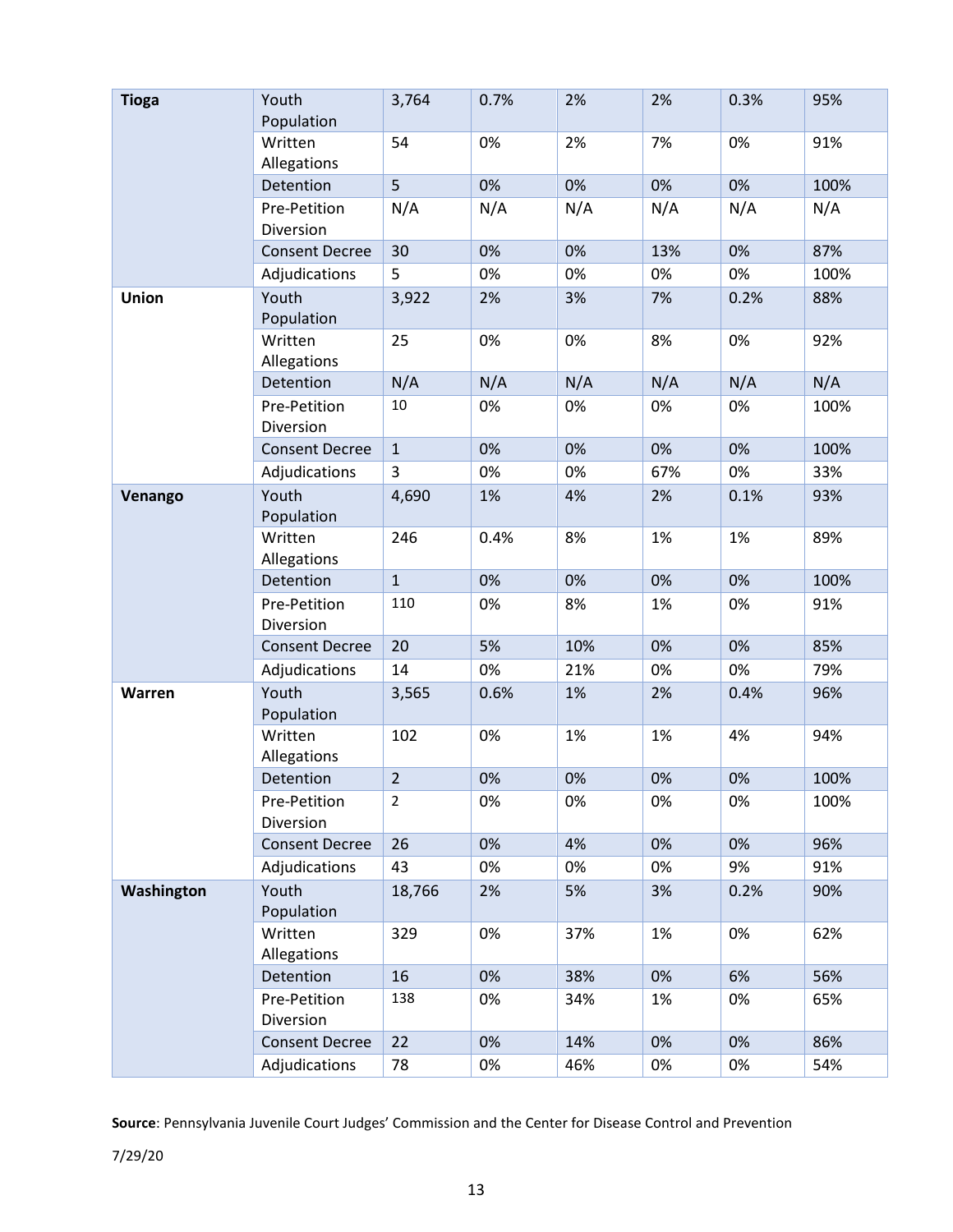| Tioga | Youth Population | 3,764 | 0.7% | 2% | 2% | 0.3% | 95% |
|---|---|---|---|---|---|---|---|
| | Written Allegations | 54 | 0% | 2% | 7% | 0% | 91% |
| | Detention | 5 | 0% | 0% | 0% | 0% | 100% |
| | Pre-Petition Diversion | N/A | N/A | N/A | N/A | N/A | N/A |
| | Consent Decree | 30 | 0% | 0% | 13% | 0% | 87% |
| | Adjudications | 5 | 0% | 0% | 0% | 0% | 100% |
| **Union** | Youth Population | 3,922 | 2% | 3% | 7% | 0.2% | 88% |
| | Written Allegations | 25 | 0% | 0% | 8% | 0% | 92% |
| | Detention | N/A | N/A | N/A | N/A | N/A | N/A |
| | Pre-Petition Diversion | 10 | 0% | 0% | 0% | 0% | 100% |
| | Consent Decree | 1 | 0% | 0% | 0% | 0% | 100% |
| | Adjudications | 3 | 0% | 0% | 67% | 0% | 33% |
| **Venango** | Youth Population | 4,690 | 1% | 4% | 2% | 0.1% | 93% |
| | Written Allegations | 246 | 0.4% | 8% | 1% | 1% | 89% |
| | Detention | 1 | 0% | 0% | 0% | 0% | 100% |
| | Pre-Petition Diversion | 110 | 0% | 8% | 1% | 0% | 91% |
| | Consent Decree | 20 | 5% | 10% | 0% | 0% | 85% |
| | Adjudications | 14 | 0% | 21% | 0% | 0% | 79% |
| **Warren** | Youth Population | 3,565 | 0.6% | 1% | 2% | 0.4% | 96% |
| | Written Allegations | 102 | 0% | 1% | 1% | 4% | 94% |
| | Detention | 2 | 0% | 0% | 0% | 0% | 100% |
| | Pre-Petition Diversion | 2 | 0% | 0% | 0% | 0% | 100% |
| | Consent Decree | 26 | 0% | 4% | 0% | 0% | 96% |
| | Adjudications | 43 | 0% | 0% | 0% | 9% | 91% |
| **Washington** | Youth Population | 18,766 | 2% | 5% | 3% | 0.2% | 90% |
| | Written Allegations | 329 | 0% | 37% | 1% | 0% | 62% |
| | Detention | 16 | 0% | 38% | 0% | 6% | 56% |
| | Pre-Petition Diversion | 138 | 0% | 34% | 1% | 0% | 65% |
| | Consent Decree | 22 | 0% | 14% | 0% | 0% | 86% |
| | Adjudications | 78 | 0% | 46% | 0% | 0% | 54% |

**Source**: Pennsylvania Juvenile Court Judges' Commission and the Center for Disease Control and Prevention

7/29/20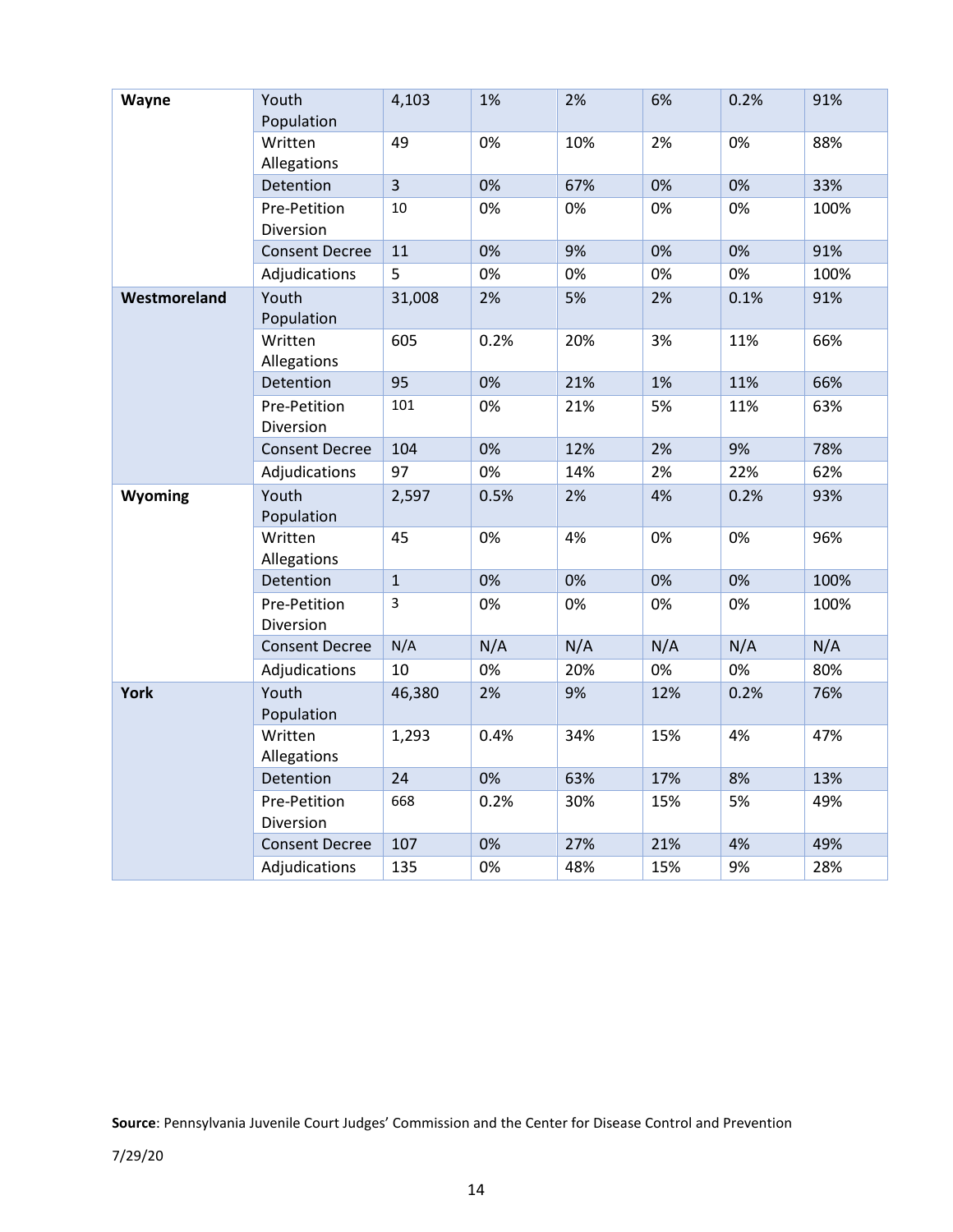| | | | | | | | |
|---|---|---|---|---|---|---|---|
| **Wayne** | Youth Population | 4,103 | 1% | 2% | 6% | 0.2% | 91% |
| | Written Allegations | 49 | 0% | 10% | 2% | 0% | 88% |
| | Detention | 3 | 0% | 67% | 0% | 0% | 33% |
| | Pre-Petition Diversion | 10 | 0% | 0% | 0% | 0% | 100% |
| | Consent Decree | 11 | 0% | 9% | 0% | 0% | 91% |
| | Adjudications | 5 | 0% | 0% | 0% | 0% | 100% |
| **Westmoreland** | Youth Population | 31,008 | 2% | 5% | 2% | 0.1% | 91% |
| | Written Allegations | 605 | 0.2% | 20% | 3% | 11% | 66% |
| | Detention | 95 | 0% | 21% | 1% | 11% | 66% |
| | Pre-Petition Diversion | 101 | 0% | 21% | 5% | 11% | 63% |
| | Consent Decree | 104 | 0% | 12% | 2% | 9% | 78% |
| | Adjudications | 97 | 0% | 14% | 2% | 22% | 62% |
| **Wyoming** | Youth Population | 2,597 | 0.5% | 2% | 4% | 0.2% | 93% |
| | Written Allegations | 45 | 0% | 4% | 0% | 0% | 96% |
| | Detention | 1 | 0% | 0% | 0% | 0% | 100% |
| | Pre-Petition Diversion | 3 | 0% | 0% | 0% | 0% | 100% |
| | Consent Decree | N/A | N/A | N/A | N/A | N/A | N/A |
| | Adjudications | 10 | 0% | 20% | 0% | 0% | 80% |
| **York** | Youth Population | 46,380 | 2% | 9% | 12% | 0.2% | 76% |
| | Written Allegations | 1,293 | 0.4% | 34% | 15% | 4% | 47% |
| | Detention | 24 | 0% | 63% | 17% | 8% | 13% |
| | Pre-Petition Diversion | 668 | 0.2% | 30% | 15% | 5% | 49% |
| | Consent Decree | 107 | 0% | 27% | 21% | 4% | 49% |
| | Adjudications | 135 | 0% | 48% | 15% | 9% | 28% |

**Source**: Pennsylvania Juvenile Court Judges' Commission and the Center for Disease Control and Prevention

7/29/20